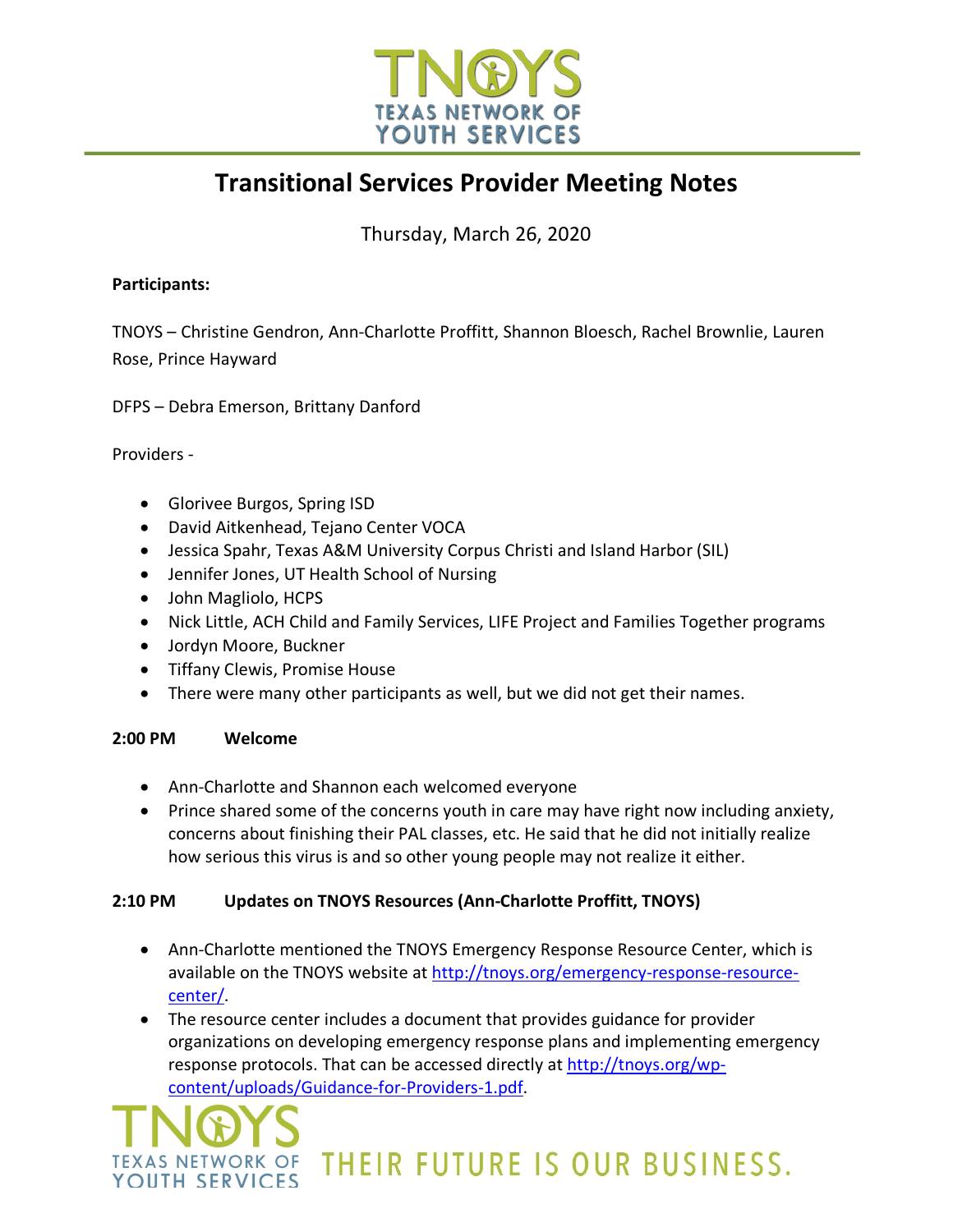# Transitional Services Provider Meeting Notes

Thursday, March 26, 2020

**Participants:**

TNOYS – Christine Gendron, Ann-Charlotte Proffitt, Shannon Bloesch, Rachel Brownlie, Lauren Rose, Prince Hayward

DFPS – Debra Emerson, Brittany Danford

Providers -

- Glorivee Burgos, Spring ISD
- David Aitkenhead, Tejano Center VOCA
- Jessica Spahr, Texas A&M University Corpus Christi and Island Harbor (SIL)
- Jennifer Jones, UT Health School of Nursing
- John Magliolo, HCPS
- Nick Little, ACH Child and Family Services, LIFE Project and Families Together programs
- Jordyn Moore, Buckner
- Tiffany Clewis, Promise House
- There were many other participants as well, but we did not get their names.

**2:00 PM Welcome**

- Ann-Charlotte and Shannon each welcomed everyone
- Prince shared some of the concerns youth in care may have right now including anxiety, concerns about finishing their PAL classes, etc. He said that he did not initially realize how serious this virus is and so other young people may not realize it either.

**2:10 PM Updates on TNOYS Resources (Ann-Charlotte Proffitt, TNOYS)**

- Ann-Charlotte mentioned the TNOYS Emergency Response Resource Center, which is available on the TNOYS website at [http://tnoys.org/emergency-response-resource-center/](http://tnoys.org/emergency-response-resource-center/).
- The resource center includes a document that provides guidance for provider organizations on developing emergency response plans and implementing emergency response protocols. That can be accessed directly at [http://tnoys.org/wp-content/uploads/Guidance-for-Providers-1.pdf](http://tnoys.org/wp-content/uploads/Guidance-for-Providers-1.pdf).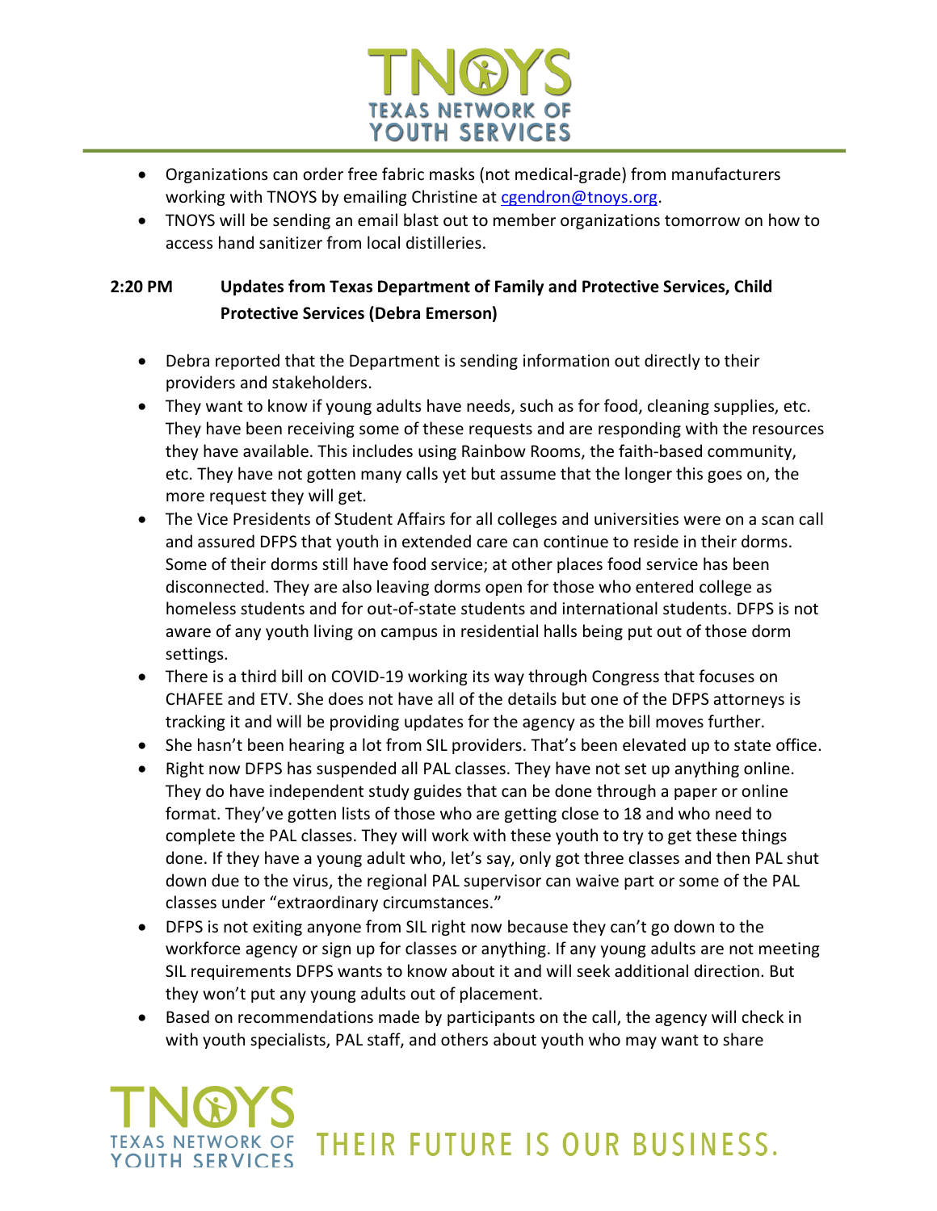- Organizations can order free fabric masks (not medical-grade) from manufacturers working with TNOYS by emailing Christine at cgendron@tnoys.org.
- TNOYS will be sending an email blast out to member organizations tomorrow on how to access hand sanitizer from local distilleries.

**2:20 PM Updates from Texas Department of Family and Protective Services, Child Protective Services (Debra Emerson)**

- Debra reported that the Department is sending information out directly to their providers and stakeholders.
- They want to know if young adults have needs, such as for food, cleaning supplies, etc. They have been receiving some of these requests and are responding with the resources they have available. This includes using Rainbow Rooms, the faith-based community, etc. They have not gotten many calls yet but assume that the longer this goes on, the more request they will get.
- The Vice Presidents of Student Affairs for all colleges and universities were on a scan call and assured DFPS that youth in extended care can continue to reside in their dorms. Some of their dorms still have food service; at other places food service has been disconnected. They are also leaving dorms open for those who entered college as homeless students and for out-of-state students and international students. DFPS is not aware of any youth living on campus in residential halls being put out of those dorm settings.
- There is a third bill on COVID-19 working its way through Congress that focuses on CHAFEE and ETV. She does not have all of the details but one of the DFPS attorneys is tracking it and will be providing updates for the agency as the bill moves further.
- She hasn't been hearing a lot from SIL providers. That's been elevated up to state office.
- Right now DFPS has suspended all PAL classes. They have not set up anything online. They do have independent study guides that can be done through a paper or online format. They've gotten lists of those who are getting close to 18 and who need to complete the PAL classes. They will work with these youth to try to get these things done. If they have a young adult who, let's say, only got three classes and then PAL shut down due to the virus, the regional PAL supervisor can waive part or some of the PAL classes under "extraordinary circumstances."
- DFPS is not exiting anyone from SIL right now because they can't go down to the workforce agency or sign up for classes or anything. If any young adults are not meeting SIL requirements DFPS wants to know about it and will seek additional direction. But they won't put any young adults out of placement.
- Based on recommendations made by participants on the call, the agency will check in with youth specialists, PAL staff, and others about youth who may want to share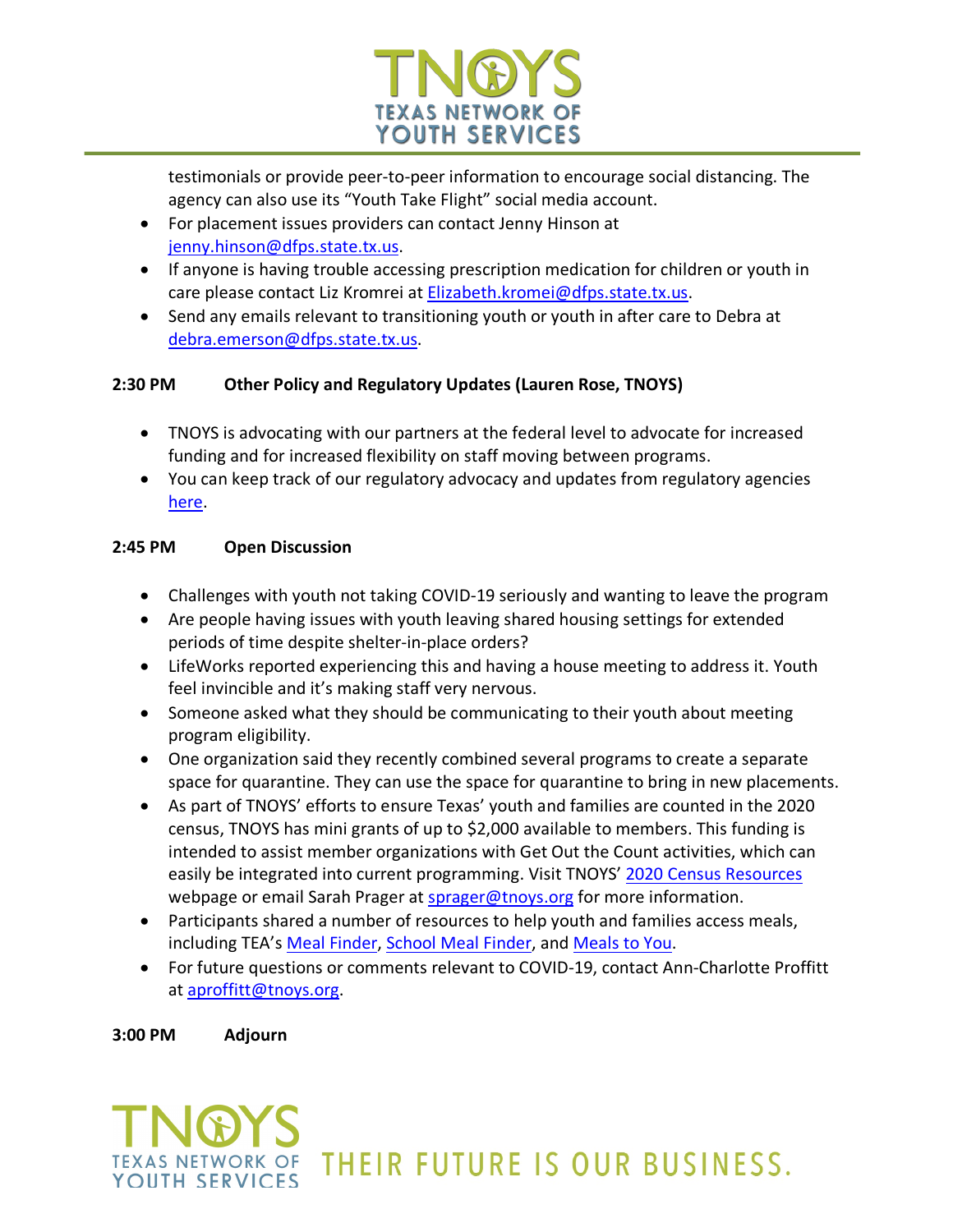testimonials or provide peer-to-peer information to encourage social distancing. The agency can also use its "Youth Take Flight" social media account.

- For placement issues providers can contact Jenny Hinson at jenny.hinson@dfps.state.tx.us.
- If anyone is having trouble accessing prescription medication for children or youth in care please contact Liz Kromrei at Elizabeth.kromei@dfps.state.tx.us.
- Send any emails relevant to transitioning youth or youth in after care to Debra at debra.emerson@dfps.state.tx.us.

**2:30 PM Other Policy and Regulatory Updates (Lauren Rose, TNOYS)**

- TNOYS is advocating with our partners at the federal level to advocate for increased funding and for increased flexibility on staff moving between programs.
- You can keep track of our regulatory advocacy and updates from regulatory agencies here.

**2:45 PM Open Discussion**

- Challenges with youth not taking COVID-19 seriously and wanting to leave the program
- Are people having issues with youth leaving shared housing settings for extended periods of time despite shelter-in-place orders?
- LifeWorks reported experiencing this and having a house meeting to address it. Youth feel invincible and it's making staff very nervous.
- Someone asked what they should be communicating to their youth about meeting program eligibility.
- One organization said they recently combined several programs to create a separate space for quarantine. They can use the space for quarantine to bring in new placements.
- As part of TNOYS' efforts to ensure Texas' youth and families are counted in the 2020 census, TNOYS has mini grants of up to $2,000 available to members. This funding is intended to assist member organizations with Get Out the Count activities, which can easily be integrated into current programming. Visit TNOYS' 2020 Census Resources webpage or email Sarah Prager at sprager@tnoys.org for more information.
- Participants shared a number of resources to help youth and families access meals, including TEA's Meal Finder, School Meal Finder, and Meals to You.
- For future questions or comments relevant to COVID-19, contact Ann-Charlotte Proffitt at aproffitt@tnoys.org.

**3:00 PM Adjourn**